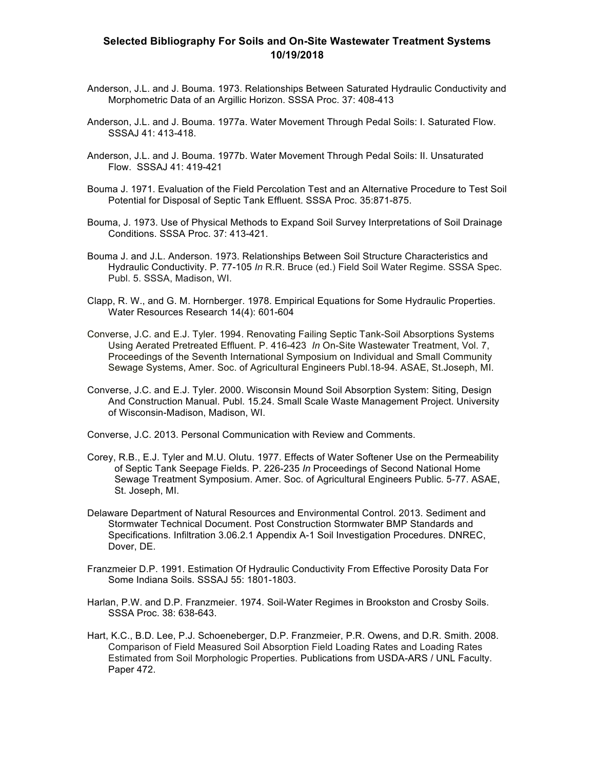# Selected Bibliography For Soils and On-Site Wastewater Treatment Systems
## 10/19/2018

Anderson, J.L. and J. Bouma. 1973. Relationships Between Saturated Hydraulic Conductivity and Morphometric Data of an Argillic Horizon. SSSA Proc. 37: 408-413

Anderson, J.L. and J. Bouma. 1977a. Water Movement Through Pedal Soils: I. Saturated Flow. SSSAJ 41: 413-418.

Anderson, J.L. and J. Bouma. 1977b. Water Movement Through Pedal Soils: II. Unsaturated Flow. SSSAJ 41: 419-421

Bouma J. 1971. Evaluation of the Field Percolation Test and an Alternative Procedure to Test Soil Potential for Disposal of Septic Tank Effluent. SSSA Proc. 35:871-875.

Bouma, J. 1973. Use of Physical Methods to Expand Soil Survey Interpretations of Soil Drainage Conditions. SSSA Proc. 37: 413-421.

Bouma J. and J.L. Anderson. 1973. Relationships Between Soil Structure Characteristics and Hydraulic Conductivity. P. 77-105 *In* R.R. Bruce (ed.) Field Soil Water Regime. SSSA Spec. Publ. 5. SSSA, Madison, WI.

Clapp, R. W., and G. M. Hornberger. 1978. Empirical Equations for Some Hydraulic Properties. Water Resources Research 14(4): 601-604

Converse, J.C. and E.J. Tyler. 1994. Renovating Failing Septic Tank-Soil Absorptions Systems Using Aerated Pretreated Effluent. P. 416-423 *In* On-Site Wastewater Treatment, Vol. 7, Proceedings of the Seventh International Symposium on Individual and Small Community Sewage Systems, Amer. Soc. of Agricultural Engineers Publ.18-94. ASAE, St.Joseph, MI.

Converse, J.C. and E.J. Tyler. 2000. Wisconsin Mound Soil Absorption System: Siting, Design And Construction Manual. Publ. 15.24. Small Scale Waste Management Project. University of Wisconsin-Madison, Madison, WI.

Converse, J.C. 2013. Personal Communication with Review and Comments.

Corey, R.B., E.J. Tyler and M.U. Olutu. 1977. Effects of Water Softener Use on the Permeability of Septic Tank Seepage Fields. P. 226-235 *In* Proceedings of Second National Home Sewage Treatment Symposium. Amer. Soc. of Agricultural Engineers Public. 5-77. ASAE, St. Joseph, MI.

Delaware Department of Natural Resources and Environmental Control. 2013. Sediment and Stormwater Technical Document. Post Construction Stormwater BMP Standards and Specifications. Infiltration 3.06.2.1 Appendix A-1 Soil Investigation Procedures. DNREC, Dover, DE.

Franzmeier D.P. 1991. Estimation Of Hydraulic Conductivity From Effective Porosity Data For Some Indiana Soils. SSSAJ 55: 1801-1803.

Harlan, P.W. and D.P. Franzmeier. 1974. Soil-Water Regimes in Brookston and Crosby Soils. SSSA Proc. 38: 638-643.

Hart, K.C., B.D. Lee, P.J. Schoeneberger, D.P. Franzmeier, P.R. Owens, and D.R. Smith. 2008. Comparison of Field Measured Soil Absorption Field Loading Rates and Loading Rates Estimated from Soil Morphologic Properties. Publications from USDA-ARS / UNL Faculty. Paper 472.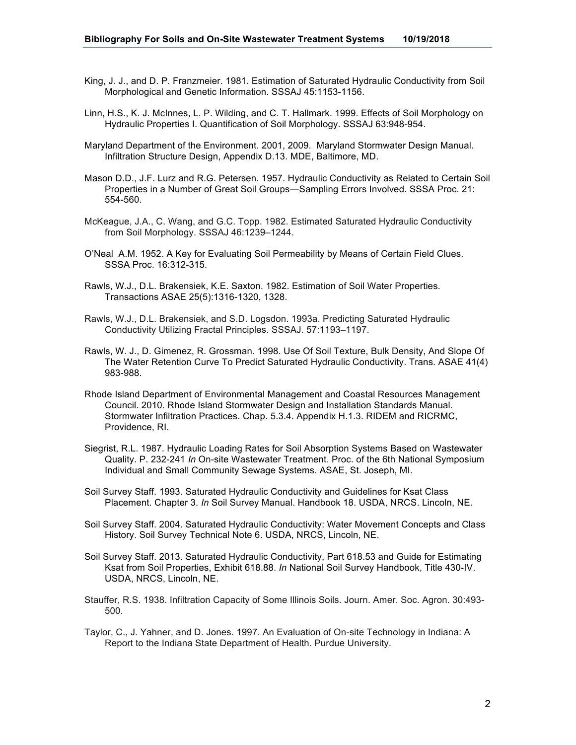King, J. J., and D. P. Franzmeier. 1981. Estimation of Saturated Hydraulic Conductivity from Soil Morphological and Genetic Information. SSSAJ 45:1153-1156.

Linn, H.S., K. J. McInnes, L. P. Wilding, and C. T. Hallmark. 1999. Effects of Soil Morphology on Hydraulic Properties I. Quantification of Soil Morphology. SSSAJ 63:948-954.

Maryland Department of the Environment. 2001, 2009. Maryland Stormwater Design Manual. Infiltration Structure Design, Appendix D.13. MDE, Baltimore, MD.

Mason D.D., J.F. Lurz and R.G. Petersen. 1957. Hydraulic Conductivity as Related to Certain Soil Properties in a Number of Great Soil Groups—Sampling Errors Involved. SSSA Proc. 21: 554-560.

McKeague, J.A., C. Wang, and G.C. Topp. 1982. Estimated Saturated Hydraulic Conductivity from Soil Morphology. SSSAJ 46:1239–1244.

O'Neal A.M. 1952. A Key for Evaluating Soil Permeability by Means of Certain Field Clues. SSSA Proc. 16:312-315.

Rawls, W.J., D.L. Brakensiek, K.E. Saxton. 1982. Estimation of Soil Water Properties. Transactions ASAE 25(5):1316-1320, 1328.

Rawls, W.J., D.L. Brakensiek, and S.D. Logsdon. 1993a. Predicting Saturated Hydraulic Conductivity Utilizing Fractal Principles. SSSAJ. 57:1193–1197.

Rawls, W. J., D. Gimenez, R. Grossman. 1998. Use Of Soil Texture, Bulk Density, And Slope Of The Water Retention Curve To Predict Saturated Hydraulic Conductivity. Trans. ASAE 41(4) 983-988.

Rhode Island Department of Environmental Management and Coastal Resources Management Council. 2010. Rhode Island Stormwater Design and Installation Standards Manual. Stormwater Infiltration Practices. Chap. 5.3.4. Appendix H.1.3. RIDEM and RICRMC, Providence, RI.

Siegrist, R.L. 1987. Hydraulic Loading Rates for Soil Absorption Systems Based on Wastewater Quality. P. 232-241 *In* On-site Wastewater Treatment. Proc. of the 6th National Symposium Individual and Small Community Sewage Systems. ASAE, St. Joseph, MI.

Soil Survey Staff. 1993. Saturated Hydraulic Conductivity and Guidelines for Ksat Class Placement. Chapter 3. *In* Soil Survey Manual. Handbook 18. USDA, NRCS. Lincoln, NE.

Soil Survey Staff. 2004. Saturated Hydraulic Conductivity: Water Movement Concepts and Class History. Soil Survey Technical Note 6. USDA, NRCS, Lincoln, NE.

Soil Survey Staff. 2013. Saturated Hydraulic Conductivity, Part 618.53 and Guide for Estimating Ksat from Soil Properties, Exhibit 618.88. *In* National Soil Survey Handbook, Title 430-IV. USDA, NRCS, Lincoln, NE.

Stauffer, R.S. 1938. Infiltration Capacity of Some Illinois Soils. Journ. Amer. Soc. Agron. 30:493-500.

Taylor, C., J. Yahner, and D. Jones. 1997. An Evaluation of On-site Technology in Indiana: A Report to the Indiana State Department of Health. Purdue University.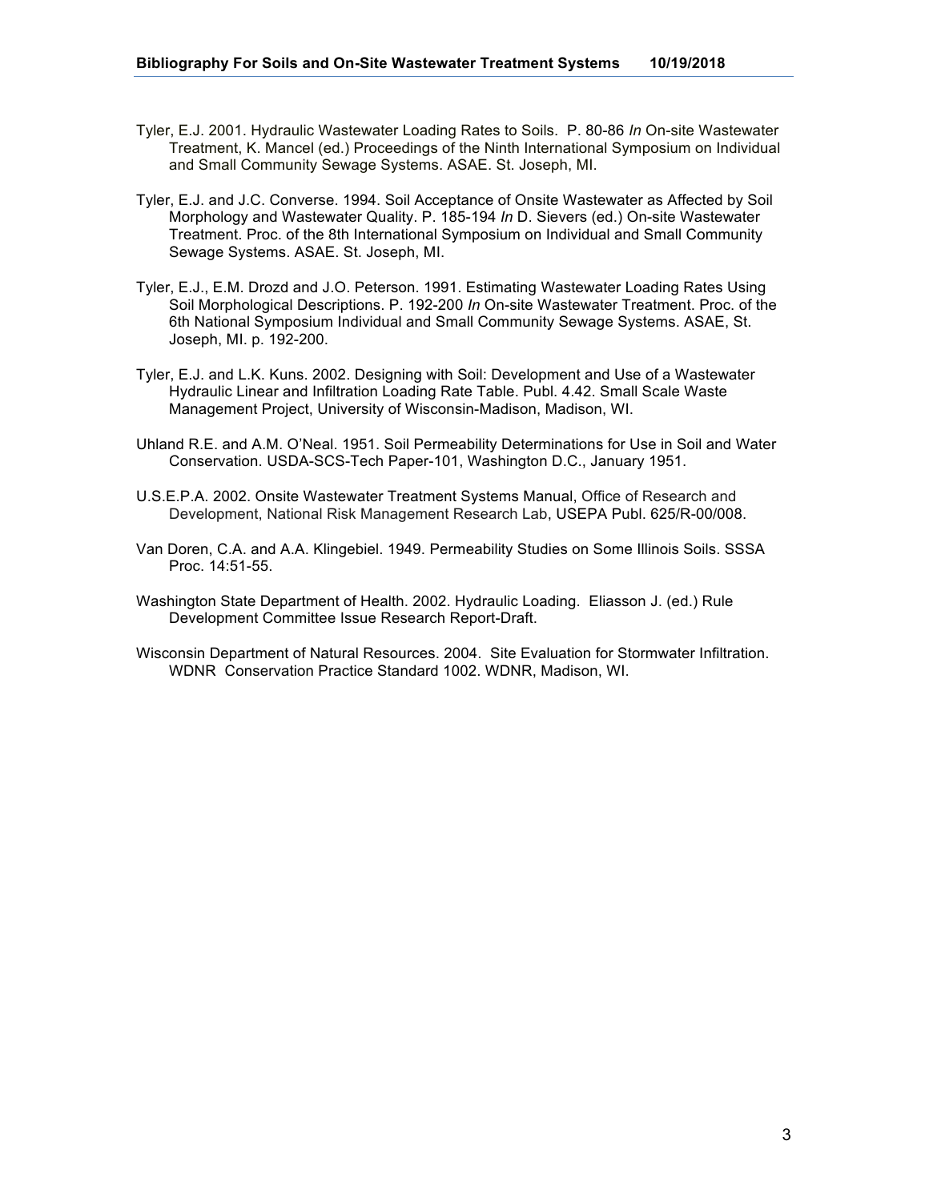Tyler, E.J. 2001. Hydraulic Wastewater Loading Rates to Soils. P. 80-86 *In* On-site Wastewater Treatment, K. Mancel (ed.) Proceedings of the Ninth International Symposium on Individual and Small Community Sewage Systems. ASAE. St. Joseph, MI.

Tyler, E.J. and J.C. Converse. 1994. Soil Acceptance of Onsite Wastewater as Affected by Soil Morphology and Wastewater Quality. P. 185-194 *In* D. Sievers (ed.) On-site Wastewater Treatment. Proc. of the 8th International Symposium on Individual and Small Community Sewage Systems. ASAE. St. Joseph, MI.

Tyler, E.J., E.M. Drozd and J.O. Peterson. 1991. Estimating Wastewater Loading Rates Using Soil Morphological Descriptions. P. 192-200 *In* On-site Wastewater Treatment. Proc. of the 6th National Symposium Individual and Small Community Sewage Systems. ASAE, St. Joseph, MI. p. 192-200.

Tyler, E.J. and L.K. Kuns. 2002. Designing with Soil: Development and Use of a Wastewater Hydraulic Linear and Infiltration Loading Rate Table. Publ. 4.42. Small Scale Waste Management Project, University of Wisconsin-Madison, Madison, WI.

Uhland R.E. and A.M. O'Neal. 1951. Soil Permeability Determinations for Use in Soil and Water Conservation. USDA-SCS-Tech Paper-101, Washington D.C., January 1951.

U.S.E.P.A. 2002. Onsite Wastewater Treatment Systems Manual, Office of Research and Development, National Risk Management Research Lab, USEPA Publ. 625/R-00/008.

Van Doren, C.A. and A.A. Klingebiel. 1949. Permeability Studies on Some Illinois Soils. SSSA Proc. 14:51-55.

Washington State Department of Health. 2002. Hydraulic Loading. Eliasson J. (ed.) Rule Development Committee Issue Research Report-Draft.

Wisconsin Department of Natural Resources. 2004. Site Evaluation for Stormwater Infiltration. WDNR Conservation Practice Standard 1002. WDNR, Madison, WI.